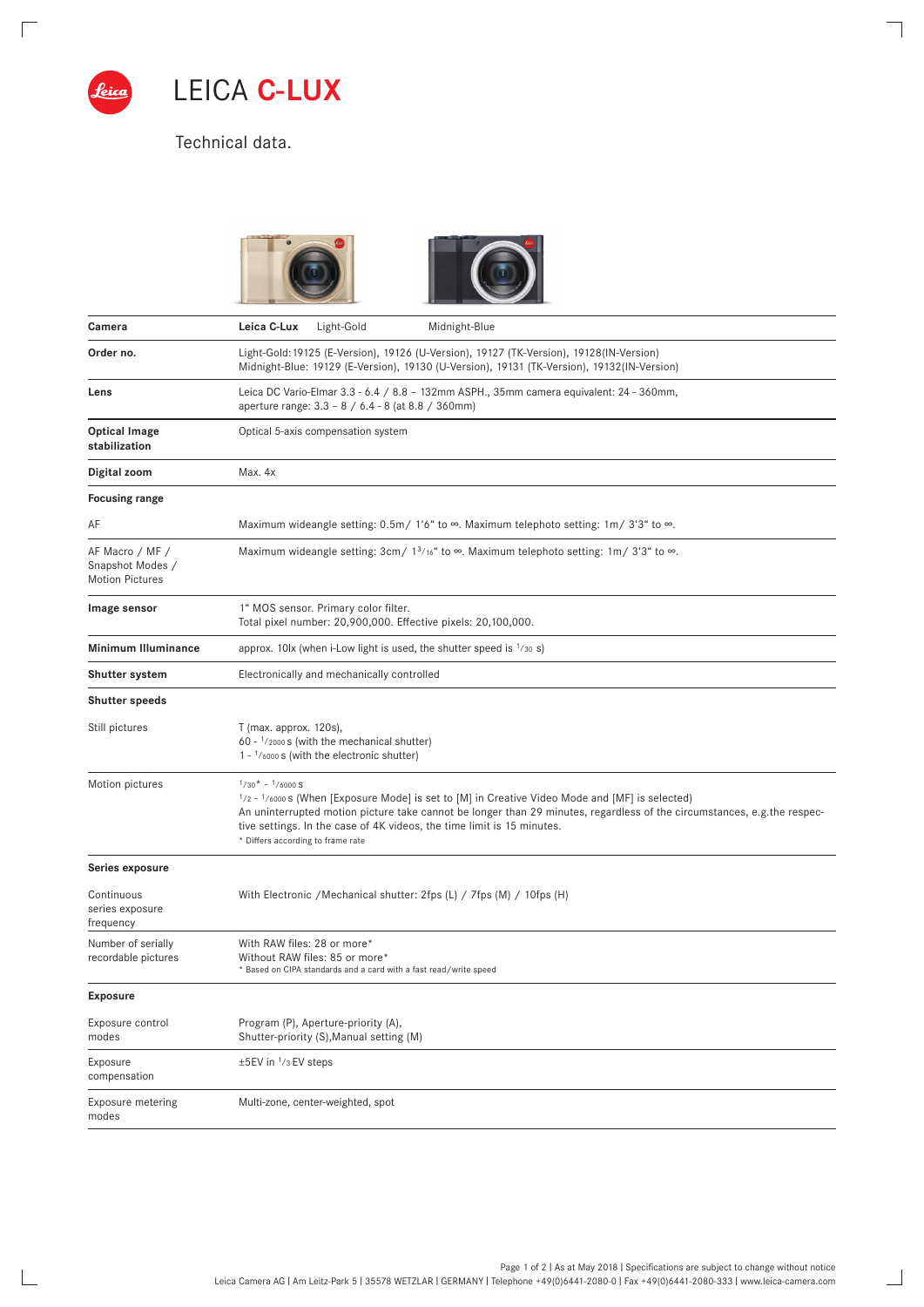# LEICA C-LUX

Technical data.

| | | |
|---|---|---|
| **Camera** | **Leica C-Lux** Light-Gold | Midnight-Blue |
| **Order no.** | Light-Gold: 19125 (E-Version), 19126 (U-Version), 19127 (TK-Version), 19128(IN-Version)<br>Midnight-Blue: 19129 (E-Version), 19130 (U-Version), 19131 (TK-Version), 19132(IN-Version) | |
| **Lens** | Leica DC Vario-Elmar 3.3 - 6.4 / 8.8 – 132mm ASPH., 35mm camera equivalent: 24 - 360mm, aperture range: 3.3 – 8 / 6.4 - 8 (at 8.8 / 360mm) | |
| **Optical Image stabilization** | Optical 5-axis compensation system | |
| **Digital zoom** | Max. 4x | |
| **Focusing range** | | |
| AF | Maximum wideangle setting: 0.5m/ 1'6" to ∞. Maximum telephoto setting: 1m/ 3'3" to ∞. | |
| AF Macro / MF / Snapshot Modes / Motion Pictures | Maximum wideangle setting: 3cm/ 1 3/16" to ∞. Maximum telephoto setting: 1m/ 3'3" to ∞. | |
| **Image sensor** | 1" MOS sensor. Primary color filter.<br>Total pixel number: 20,900,000. Effective pixels: 20,100,000. | |
| **Minimum Illuminance** | approx. 10lx (when i-Low light is used, the shutter speed is 1/30 s) | |
| **Shutter system** | Electronically and mechanically controlled | |
| **Shutter speeds** | | |
| Still pictures | T (max. approx. 120s),<br>60 - 1/2000 s (with the mechanical shutter)<br>1 - 1/6000 s (with the electronic shutter) | |
| Motion pictures | 1/30* - 1/6000 s<br>1/2 - 1/6000 s (When [Exposure Mode] is set to [M] in Creative Video Mode and [MF] is selected)<br>An uninterrupted motion picture take cannot be longer than 29 minutes, regardless of the circumstances, e.g.the respective settings. In the case of 4K videos, the time limit is 15 minutes.<br>* Differs according to frame rate | |
| **Series exposure** | | |
| Continuous series exposure frequency | With Electronic /Mechanical shutter: 2fps (L) / 7fps (M) / 10fps (H) | |
| Number of serially recordable pictures | With RAW files: 28 or more*<br>Without RAW files: 85 or more*<br>* Based on CIPA standards and a card with a fast read/write speed | |
| **Exposure** | | |
| Exposure control modes | Program (P), Aperture-priority (A),<br>Shutter-priority (S),Manual setting (M) | |
| Exposure compensation | ±5EV in 1/3 EV steps | |
| Exposure metering modes | Multi-zone, center-weighted, spot | |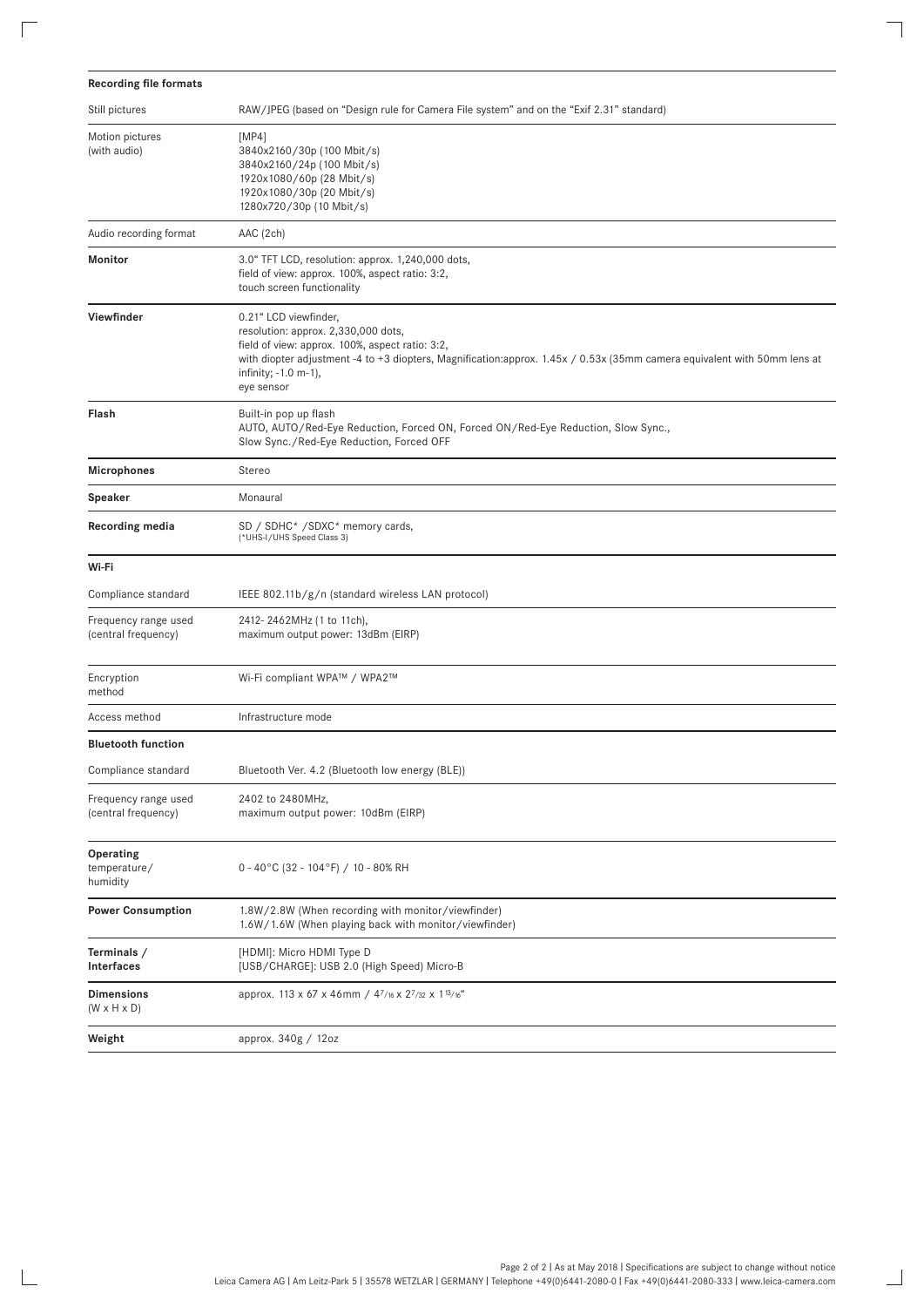| | |
|---|---|
| **Recording file formats** | |
| Still pictures | RAW/JPEG (based on "Design rule for Camera File system" and on the "Exif 2.31" standard) |
| Motion pictures (with audio) | [MP4]<br>3840x2160/30p (100 Mbit/s)<br>3840x2160/24p (100 Mbit/s)<br>1920x1080/60p (28 Mbit/s)<br>1920x1080/30p (20 Mbit/s)<br>1280x720/30p (10 Mbit/s) |
| Audio recording format | AAC (2ch) |
| **Monitor** | 3.0" TFT LCD, resolution: approx. 1,240,000 dots,<br>field of view: approx. 100%, aspect ratio: 3:2,<br>touch screen functionality |
| **Viewfinder** | 0.21" LCD viewfinder,<br>resolution: approx. 2,330,000 dots,<br>field of view: approx. 100%, aspect ratio: 3:2,<br>with diopter adjustment -4 to +3 diopters, Magnification:approx. 1.45x / 0.53x (35mm camera equivalent with 50mm lens at infinity; -1.0 m-1),<br>eye sensor |
| **Flash** | Built-in pop up flash<br>AUTO, AUTO/Red-Eye Reduction, Forced ON, Forced ON/Red-Eye Reduction, Slow Sync.,<br>Slow Sync./Red-Eye Reduction, Forced OFF |
| **Microphones** | Stereo |
| **Speaker** | Monaural |
| **Recording media** | SD / SDHC* /SDXC* memory cards,<br>(*UHS-I/UHS Speed Class 3) |
| **Wi-Fi** | |
| Compliance standard | IEEE 802.11b/g/n (standard wireless LAN protocol) |
| Frequency range used (central frequency) | 2412- 2462MHz (1 to 11ch),<br>maximum output power: 13dBm (EIRP) |
| Encryption method | Wi-Fi compliant WPA™ / WPA2™ |
| Access method | Infrastructure mode |
| **Bluetooth function** | |
| Compliance standard | Bluetooth Ver. 4.2 (Bluetooth low energy (BLE)) |
| Frequency range used (central frequency) | 2402 to 2480MHz,<br>maximum output power: 10dBm (EIRP) |
| **Operating** temperature/ humidity | 0 - 40°C (32 - 104°F) / 10 - 80% RH |
| **Power Consumption** | 1.8W/2.8W (When recording with monitor/viewfinder)<br>1.6W/1.6W (When playing back with monitor/viewfinder) |
| **Terminals / Interfaces** | [HDMI]: Micro HDMI Type D<br>[USB/CHARGE]: USB 2.0 (High Speed) Micro-B |
| **Dimensions** (W x H x D) | approx. 113 x 67 x 46mm / 4 7/16 x 2 7/32 x 1 13/16" |
| **Weight** | approx. 340g / 12oz |

Leica Camera AG | Am Leitz-Park 5 | 35578 WETZLAR | GERMANY | Telephone +49(0)6441-2080-0 | Fax +49(0)6441-2080-333 | www.leica-camera.com

As at May 2018 | Specifications are subject to change without notice